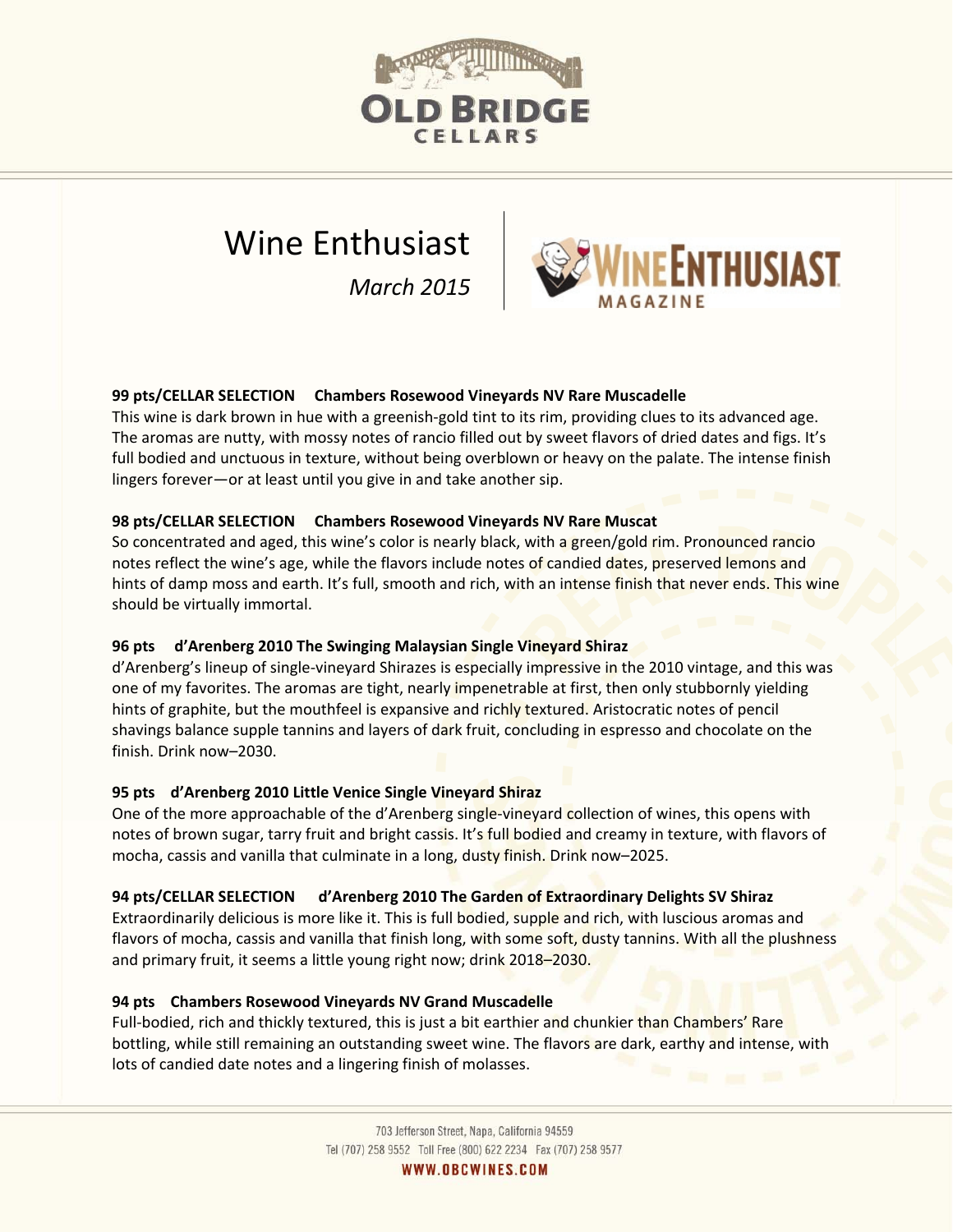# Wine Enthusiast

*March 2015*

**99 pts/CELLAR SELECTION Chambers Rosewood Vineyards NV Rare Muscadelle**
This wine is dark brown in hue with a greenish-gold tint to its rim, providing clues to its advanced age. The aromas are nutty, with mossy notes of rancio filled out by sweet flavors of dried dates and figs. It's full bodied and unctuous in texture, without being overblown or heavy on the palate. The intense finish lingers forever—or at least until you give in and take another sip.

**98 pts/CELLAR SELECTION Chambers Rosewood Vineyards NV Rare Muscat**
So concentrated and aged, this wine's color is nearly black, with a green/gold rim. Pronounced rancio notes reflect the wine's age, while the flavors include notes of candied dates, preserved lemons and hints of damp moss and earth. It's full, smooth and rich, with an intense finish that never ends. This wine should be virtually immortal.

**96 pts d'Arenberg 2010 The Swinging Malaysian Single Vineyard Shiraz**
d'Arenberg's lineup of single-vineyard Shirazes is especially impressive in the 2010 vintage, and this was one of my favorites. The aromas are tight, nearly impenetrable at first, then only stubbornly yielding hints of graphite, but the mouthfeel is expansive and richly textured. Aristocratic notes of pencil shavings balance supple tannins and layers of dark fruit, concluding in espresso and chocolate on the finish. Drink now–2030.

**95 pts d'Arenberg 2010 Little Venice Single Vineyard Shiraz**
One of the more approachable of the d'Arenberg single-vineyard collection of wines, this opens with notes of brown sugar, tarry fruit and bright cassis. It's full bodied and creamy in texture, with flavors of mocha, cassis and vanilla that culminate in a long, dusty finish. Drink now–2025.

**94 pts/CELLAR SELECTION d'Arenberg 2010 The Garden of Extraordinary Delights SV Shiraz**
Extraordinarily delicious is more like it. This is full bodied, supple and rich, with luscious aromas and flavors of mocha, cassis and vanilla that finish long, with some soft, dusty tannins. With all the plushness and primary fruit, it seems a little young right now; drink 2018–2030.

**94 pts Chambers Rosewood Vineyards NV Grand Muscadelle**
Full-bodied, rich and thickly textured, this is just a bit earthier and chunkier than Chambers' Rare bottling, while still remaining an outstanding sweet wine. The flavors are dark, earthy and intense, with lots of candied date notes and a lingering finish of molasses.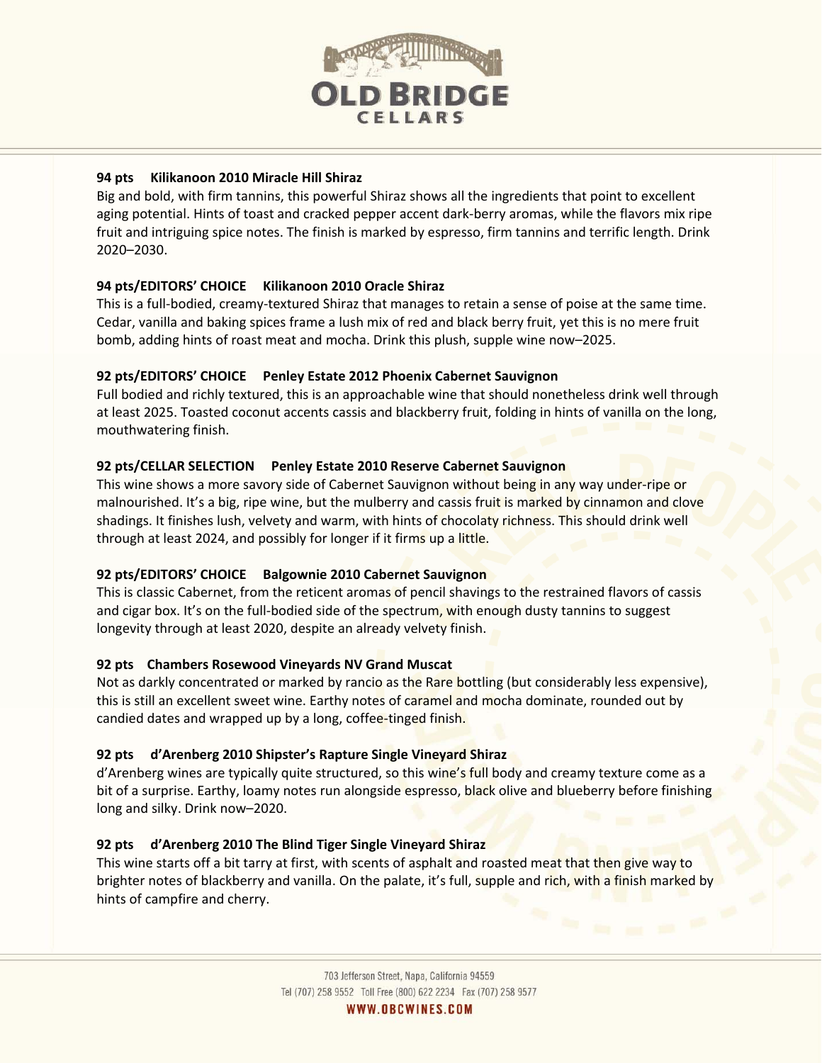**94 pts Kilikanoon 2010 Miracle Hill Shiraz**

Big and bold, with firm tannins, this powerful Shiraz shows all the ingredients that point to excellent aging potential. Hints of toast and cracked pepper accent dark-berry aromas, while the flavors mix ripe fruit and intriguing spice notes. The finish is marked by espresso, firm tannins and terrific length. Drink 2020–2030.

**94 pts/EDITORS' CHOICE Kilikanoon 2010 Oracle Shiraz**

This is a full-bodied, creamy-textured Shiraz that manages to retain a sense of poise at the same time. Cedar, vanilla and baking spices frame a lush mix of red and black berry fruit, yet this is no mere fruit bomb, adding hints of roast meat and mocha. Drink this plush, supple wine now–2025.

**92 pts/EDITORS' CHOICE Penley Estate 2012 Phoenix Cabernet Sauvignon**

Full bodied and richly textured, this is an approachable wine that should nonetheless drink well through at least 2025. Toasted coconut accents cassis and blackberry fruit, folding in hints of vanilla on the long, mouthwatering finish.

**92 pts/CELLAR SELECTION Penley Estate 2010 Reserve Cabernet Sauvignon**

This wine shows a more savory side of Cabernet Sauvignon without being in any way under-ripe or malnourished. It's a big, ripe wine, but the mulberry and cassis fruit is marked by cinnamon and clove shadings. It finishes lush, velvety and warm, with hints of chocolaty richness. This should drink well through at least 2024, and possibly for longer if it firms up a little.

**92 pts/EDITORS' CHOICE Balgownie 2010 Cabernet Sauvignon**

This is classic Cabernet, from the reticent aromas of pencil shavings to the restrained flavors of cassis and cigar box. It's on the full-bodied side of the spectrum, with enough dusty tannins to suggest longevity through at least 2020, despite an already velvety finish.

**92 pts Chambers Rosewood Vineyards NV Grand Muscat**

Not as darkly concentrated or marked by rancio as the Rare bottling (but considerably less expensive), this is still an excellent sweet wine. Earthy notes of caramel and mocha dominate, rounded out by candied dates and wrapped up by a long, coffee-tinged finish.

**92 pts d'Arenberg 2010 Shipster's Rapture Single Vineyard Shiraz**

d'Arenberg wines are typically quite structured, so this wine's full body and creamy texture come as a bit of a surprise. Earthy, loamy notes run alongside espresso, black olive and blueberry before finishing long and silky. Drink now–2020.

**92 pts d'Arenberg 2010 The Blind Tiger Single Vineyard Shiraz**

This wine starts off a bit tarry at first, with scents of asphalt and roasted meat that then give way to brighter notes of blackberry and vanilla. On the palate, it's full, supple and rich, with a finish marked by hints of campfire and cherry.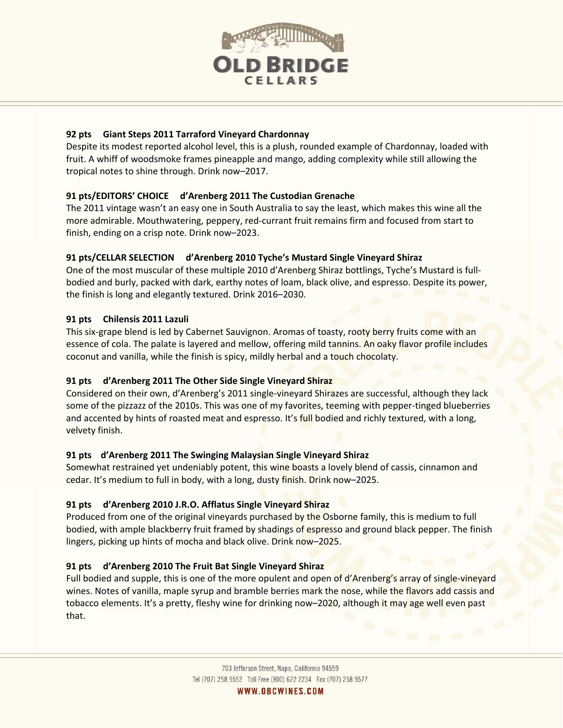**92 pts Giant Steps 2011 Tarraford Vineyard Chardonnay**
Despite its modest reported alcohol level, this is a plush, rounded example of Chardonnay, loaded with fruit. A whiff of woodsmoke frames pineapple and mango, adding complexity while still allowing the tropical notes to shine through. Drink now–2017.

**91 pts/EDITORS' CHOICE d'Arenberg 2011 The Custodian Grenache**
The 2011 vintage wasn't an easy one in South Australia to say the least, which makes this wine all the more admirable. Mouthwatering, peppery, red-currant fruit remains firm and focused from start to finish, ending on a crisp note. Drink now–2023.

**91 pts/CELLAR SELECTION d'Arenberg 2010 Tyche's Mustard Single Vineyard Shiraz**
One of the most muscular of these multiple 2010 d'Arenberg Shiraz bottlings, Tyche's Mustard is full-bodied and burly, packed with dark, earthy notes of loam, black olive, and espresso. Despite its power, the finish is long and elegantly textured. Drink 2016–2030.

**91 pts Chilensis 2011 Lazuli**
This six-grape blend is led by Cabernet Sauvignon. Aromas of toasty, rooty berry fruits come with an essence of cola. The palate is layered and mellow, offering mild tannins. An oaky flavor profile includes coconut and vanilla, while the finish is spicy, mildly herbal and a touch chocolaty.

**91 pts d'Arenberg 2011 The Other Side Single Vineyard Shiraz**
Considered on their own, d'Arenberg's 2011 single-vineyard Shirazes are successful, although they lack some of the pizzazz of the 2010s. This was one of my favorites, teeming with pepper-tinged blueberries and accented by hints of roasted meat and espresso. It's full bodied and richly textured, with a long, velvety finish.

**91 pts d'Arenberg 2011 The Swinging Malaysian Single Vineyard Shiraz**
Somewhat restrained yet undeniably potent, this wine boasts a lovely blend of cassis, cinnamon and cedar. It's medium to full in body, with a long, dusty finish. Drink now–2025.

**91 pts d'Arenberg 2010 J.R.O. Afflatus Single Vineyard Shiraz**
Produced from one of the original vineyards purchased by the Osborne family, this is medium to full bodied, with ample blackberry fruit framed by shadings of espresso and ground black pepper. The finish lingers, picking up hints of mocha and black olive. Drink now–2025.

**91 pts d'Arenberg 2010 The Fruit Bat Single Vineyard Shiraz**
Full bodied and supple, this is one of the more opulent and open of d'Arenberg's array of single-vineyard wines. Notes of vanilla, maple syrup and bramble berries mark the nose, while the flavors add cassis and tobacco elements. It's a pretty, fleshy wine for drinking now–2020, although it may age well even past that.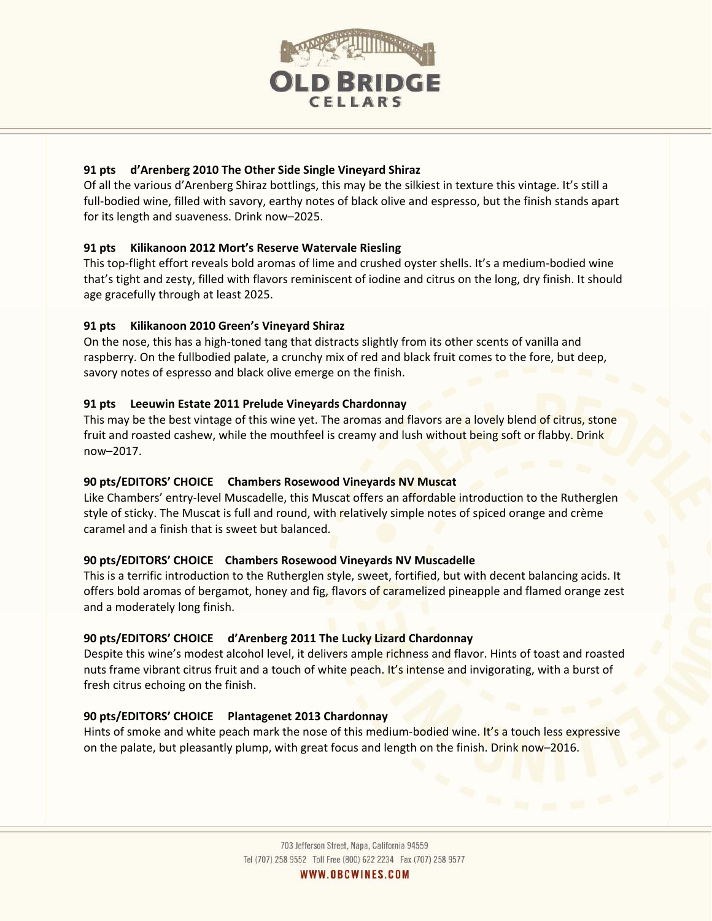**91 pts d'Arenberg 2010 The Other Side Single Vineyard Shiraz**

Of all the various d'Arenberg Shiraz bottlings, this may be the silkiest in texture this vintage. It's still a full-bodied wine, filled with savory, earthy notes of black olive and espresso, but the finish stands apart for its length and suaveness. Drink now–2025.

**91 pts Kilikanoon 2012 Mort's Reserve Watervale Riesling**

This top-flight effort reveals bold aromas of lime and crushed oyster shells. It's a medium-bodied wine that's tight and zesty, filled with flavors reminiscent of iodine and citrus on the long, dry finish. It should age gracefully through at least 2025.

**91 pts Kilikanoon 2010 Green's Vineyard Shiraz**

On the nose, this has a high-toned tang that distracts slightly from its other scents of vanilla and raspberry. On the fullbodied palate, a crunchy mix of red and black fruit comes to the fore, but deep, savory notes of espresso and black olive emerge on the finish.

**91 pts Leeuwin Estate 2011 Prelude Vineyards Chardonnay**

This may be the best vintage of this wine yet. The aromas and flavors are a lovely blend of citrus, stone fruit and roasted cashew, while the mouthfeel is creamy and lush without being soft or flabby. Drink now–2017.

**90 pts/EDITORS' CHOICE Chambers Rosewood Vineyards NV Muscat**

Like Chambers' entry-level Muscadelle, this Muscat offers an affordable introduction to the Rutherglen style of sticky. The Muscat is full and round, with relatively simple notes of spiced orange and crème caramel and a finish that is sweet but balanced.

**90 pts/EDITORS' CHOICE Chambers Rosewood Vineyards NV Muscadelle**

This is a terrific introduction to the Rutherglen style, sweet, fortified, but with decent balancing acids. It offers bold aromas of bergamot, honey and fig, flavors of caramelized pineapple and flamed orange zest and a moderately long finish.

**90 pts/EDITORS' CHOICE d'Arenberg 2011 The Lucky Lizard Chardonnay**

Despite this wine's modest alcohol level, it delivers ample richness and flavor. Hints of toast and roasted nuts frame vibrant citrus fruit and a touch of white peach. It's intense and invigorating, with a burst of fresh citrus echoing on the finish.

**90 pts/EDITORS' CHOICE Plantagenet 2013 Chardonnay**

Hints of smoke and white peach mark the nose of this medium-bodied wine. It's a touch less expressive on the palate, but pleasantly plump, with great focus and length on the finish. Drink now–2016.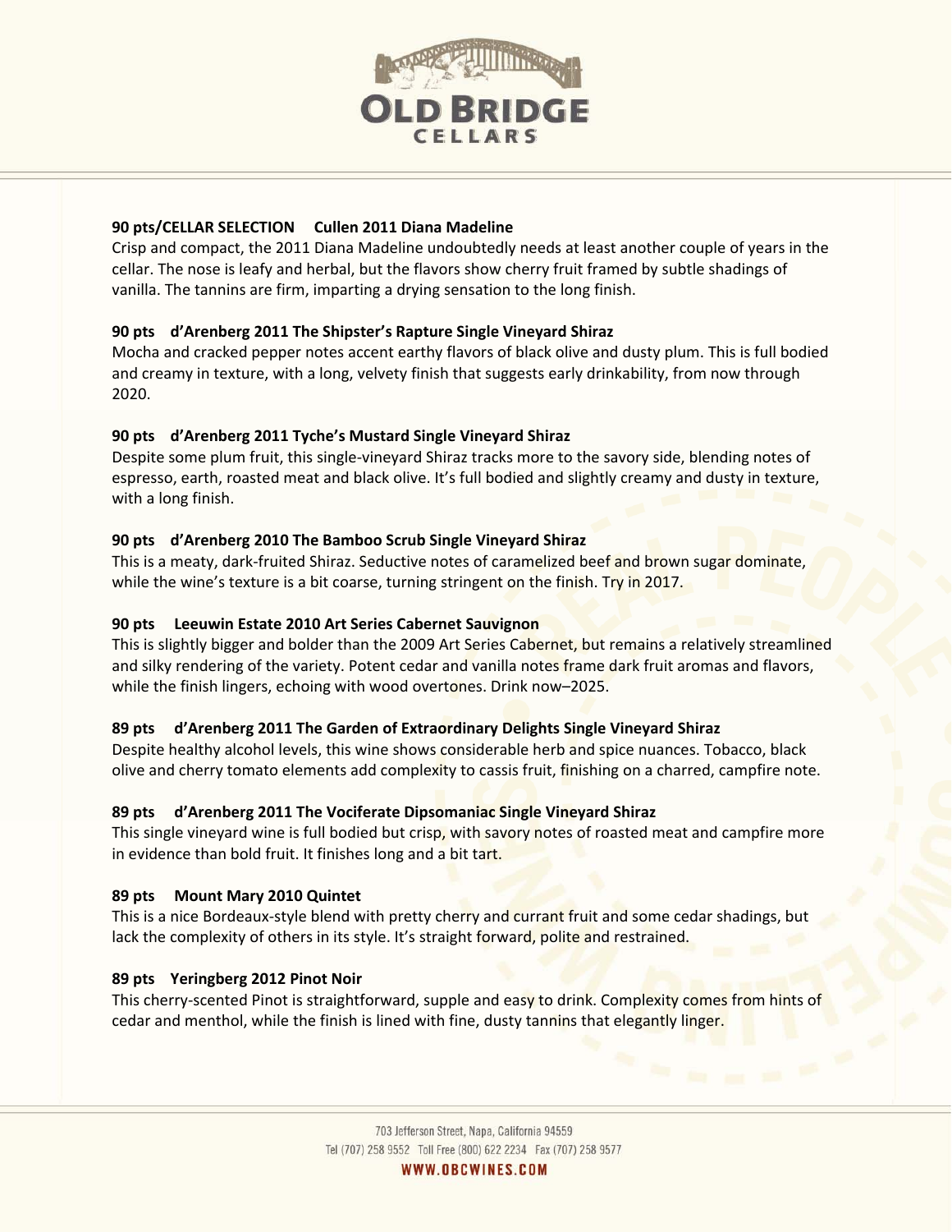**90 pts/CELLAR SELECTION Cullen 2011 Diana Madeline**

Crisp and compact, the 2011 Diana Madeline undoubtedly needs at least another couple of years in the cellar. The nose is leafy and herbal, but the flavors show cherry fruit framed by subtle shadings of vanilla. The tannins are firm, imparting a drying sensation to the long finish.

**90 pts d'Arenberg 2011 The Shipster's Rapture Single Vineyard Shiraz**

Mocha and cracked pepper notes accent earthy flavors of black olive and dusty plum. This is full bodied and creamy in texture, with a long, velvety finish that suggests early drinkability, from now through 2020.

**90 pts d'Arenberg 2011 Tyche's Mustard Single Vineyard Shiraz**

Despite some plum fruit, this single-vineyard Shiraz tracks more to the savory side, blending notes of espresso, earth, roasted meat and black olive. It's full bodied and slightly creamy and dusty in texture, with a long finish.

**90 pts d'Arenberg 2010 The Bamboo Scrub Single Vineyard Shiraz**

This is a meaty, dark-fruited Shiraz. Seductive notes of caramelized beef and brown sugar dominate, while the wine's texture is a bit coarse, turning stringent on the finish. Try in 2017.

**90 pts Leeuwin Estate 2010 Art Series Cabernet Sauvignon**

This is slightly bigger and bolder than the 2009 Art Series Cabernet, but remains a relatively streamlined and silky rendering of the variety. Potent cedar and vanilla notes frame dark fruit aromas and flavors, while the finish lingers, echoing with wood overtones. Drink now–2025.

**89 pts d'Arenberg 2011 The Garden of Extraordinary Delights Single Vineyard Shiraz**

Despite healthy alcohol levels, this wine shows considerable herb and spice nuances. Tobacco, black olive and cherry tomato elements add complexity to cassis fruit, finishing on a charred, campfire note.

**89 pts d'Arenberg 2011 The Vociferate Dipsomaniac Single Vineyard Shiraz**

This single vineyard wine is full bodied but crisp, with savory notes of roasted meat and campfire more in evidence than bold fruit. It finishes long and a bit tart.

**89 pts Mount Mary 2010 Quintet**

This is a nice Bordeaux-style blend with pretty cherry and currant fruit and some cedar shadings, but lack the complexity of others in its style. It's straight forward, polite and restrained.

**89 pts Yeringberg 2012 Pinot Noir**

This cherry-scented Pinot is straightforward, supple and easy to drink. Complexity comes from hints of cedar and menthol, while the finish is lined with fine, dusty tannins that elegantly linger.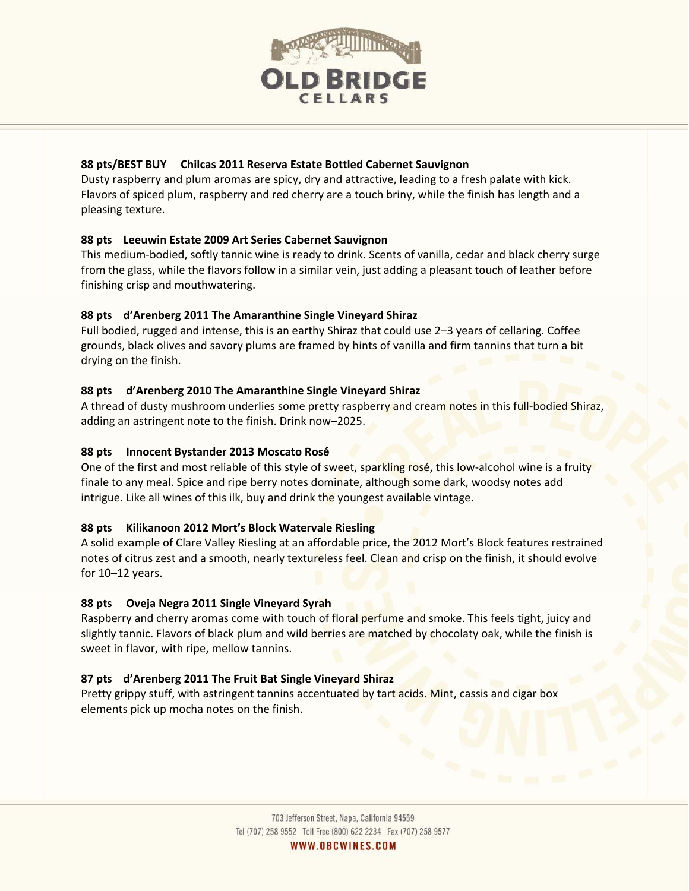**88 pts/BEST BUY  Chilcas 2011 Reserva Estate Bottled Cabernet Sauvignon**
Dusty raspberry and plum aromas are spicy, dry and attractive, leading to a fresh palate with kick. Flavors of spiced plum, raspberry and red cherry are a touch briny, while the finish has length and a pleasing texture.

**88 pts  Leeuwin Estate 2009 Art Series Cabernet Sauvignon**
This medium-bodied, softly tannic wine is ready to drink. Scents of vanilla, cedar and black cherry surge from the glass, while the flavors follow in a similar vein, just adding a pleasant touch of leather before finishing crisp and mouthwatering.

**88 pts  d'Arenberg 2011 The Amaranthine Single Vineyard Shiraz**
Full bodied, rugged and intense, this is an earthy Shiraz that could use 2–3 years of cellaring. Coffee grounds, black olives and savory plums are framed by hints of vanilla and firm tannins that turn a bit drying on the finish.

**88 pts  d'Arenberg 2010 The Amaranthine Single Vineyard Shiraz**
A thread of dusty mushroom underlies some pretty raspberry and cream notes in this full-bodied Shiraz, adding an astringent note to the finish. Drink now–2025.

**88 pts  Innocent Bystander 2013 Moscato Rosé**
One of the first and most reliable of this style of sweet, sparkling rosé, this low-alcohol wine is a fruity finale to any meal. Spice and ripe berry notes dominate, although some dark, woodsy notes add intrigue. Like all wines of this ilk, buy and drink the youngest available vintage.

**88 pts  Kilikanoon 2012 Mort's Block Watervale Riesling**
A solid example of Clare Valley Riesling at an affordable price, the 2012 Mort's Block features restrained notes of citrus zest and a smooth, nearly textureless feel. Clean and crisp on the finish, it should evolve for 10–12 years.

**88 pts  Oveja Negra 2011 Single Vineyard Syrah**
Raspberry and cherry aromas come with touch of floral perfume and smoke. This feels tight, juicy and slightly tannic. Flavors of black plum and wild berries are matched by chocolaty oak, while the finish is sweet in flavor, with ripe, mellow tannins.

**87 pts  d'Arenberg 2011 The Fruit Bat Single Vineyard Shiraz**
Pretty grippy stuff, with astringent tannins accentuated by tart acids. Mint, cassis and cigar box elements pick up mocha notes on the finish.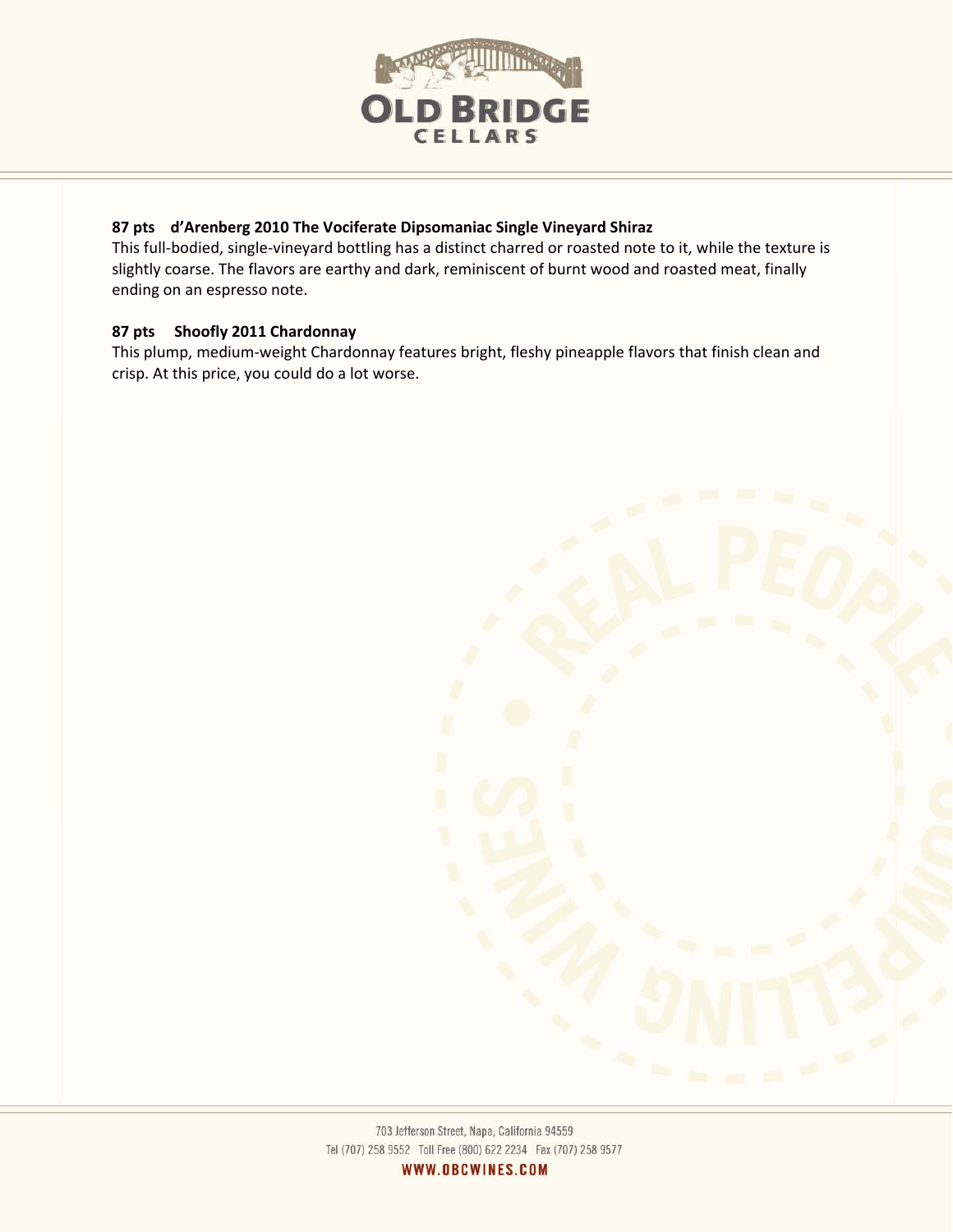**87 pts    d'Arenberg 2010 The Vociferate Dipsomaniac Single Vineyard Shiraz**

This full-bodied, single-vineyard bottling has a distinct charred or roasted note to it, while the texture is slightly coarse. The flavors are earthy and dark, reminiscent of burnt wood and roasted meat, finally ending on an espresso note.

**87 pts    Shoofly 2011 Chardonnay**

This plump, medium-weight Chardonnay features bright, fleshy pineapple flavors that finish clean and crisp. At this price, you could do a lot worse.